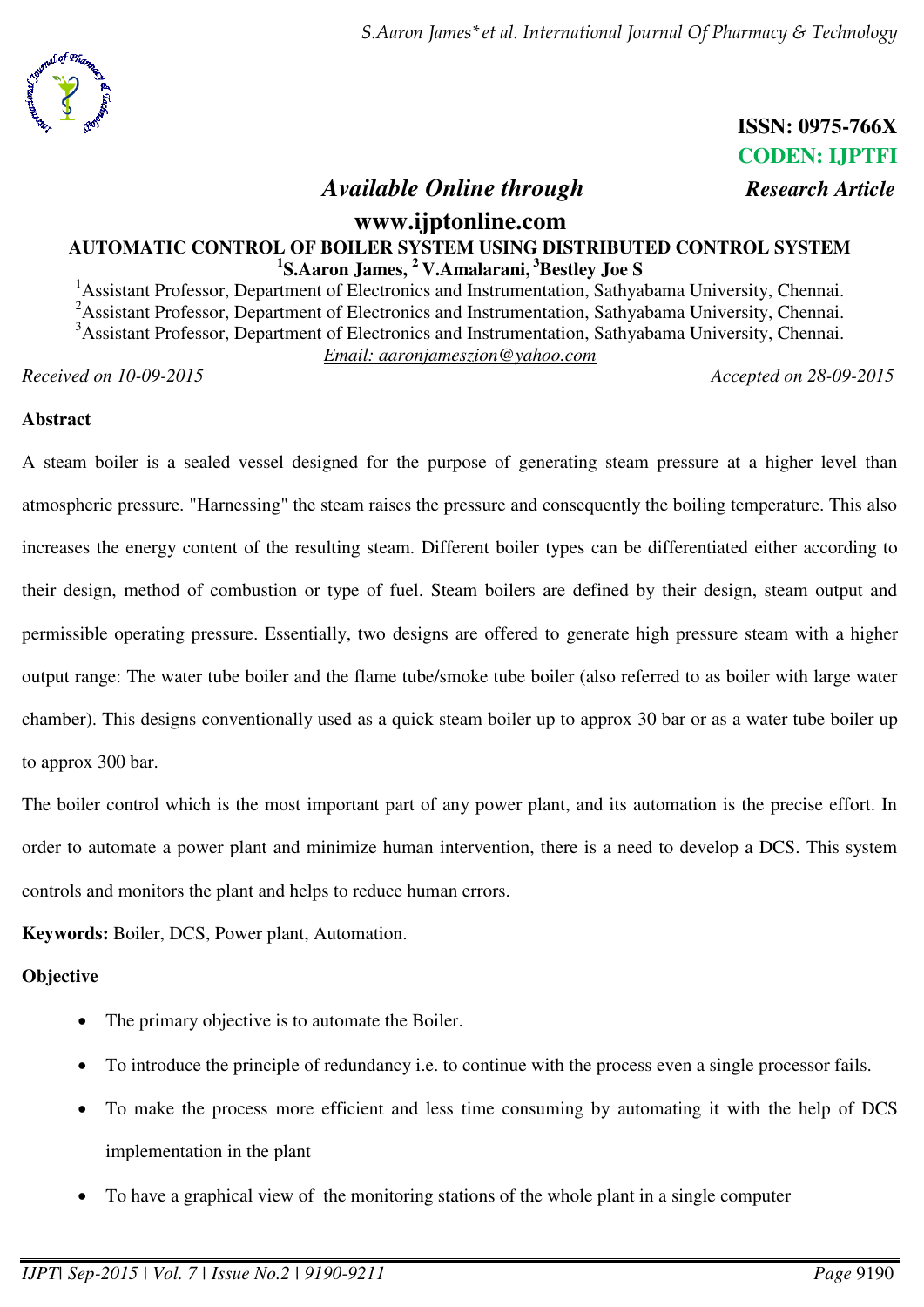ISSN: 0975-766X
CODEN: IJPTFI

*Available Online through* *Research Article*

**www.ijptonline.com**

# AUTOMATIC CONTROL OF BOILER SYSTEM USING DISTRIBUTED CONTROL SYSTEM

**[1]S.Aaron James, [2] V.Amalarani, [3]Bestley Joe S**

[1]Assistant Professor, Department of Electronics and Instrumentation, Sathyabama University, Chennai.
[2]Assistant Professor, Department of Electronics and Instrumentation, Sathyabama University, Chennai.
[3]Assistant Professor, Department of Electronics and Instrumentation, Sathyabama University, Chennai.

Email: aaronjameszion@yahoo.com

*Received on 10-09-2015* *Accepted on 28-09-2015*

## Abstract

A steam boiler is a sealed vessel designed for the purpose of generating steam pressure at a higher level than atmospheric pressure. "Harnessing" the steam raises the pressure and consequently the boiling temperature. This also increases the energy content of the resulting steam. Different boiler types can be differentiated either according to their design, method of combustion or type of fuel. Steam boilers are defined by their design, steam output and permissible operating pressure. Essentially, two designs are offered to generate high pressure steam with a higher output range: The water tube boiler and the flame tube/smoke tube boiler (also referred to as boiler with large water chamber). This designs conventionally used as a quick steam boiler up to approx 30 bar or as a water tube boiler up to approx 300 bar.

The boiler control which is the most important part of any power plant, and its automation is the precise effort. In order to automate a power plant and minimize human intervention, there is a need to develop a DCS. This system controls and monitors the plant and helps to reduce human errors.

**Keywords:** Boiler, DCS, Power plant, Automation.

## Objective

- The primary objective is to automate the Boiler.
- To introduce the principle of redundancy i.e. to continue with the process even a single processor fails.
- To make the process more efficient and less time consuming by automating it with the help of DCS implementation in the plant
- To have a graphical view of the monitoring stations of the whole plant in a single computer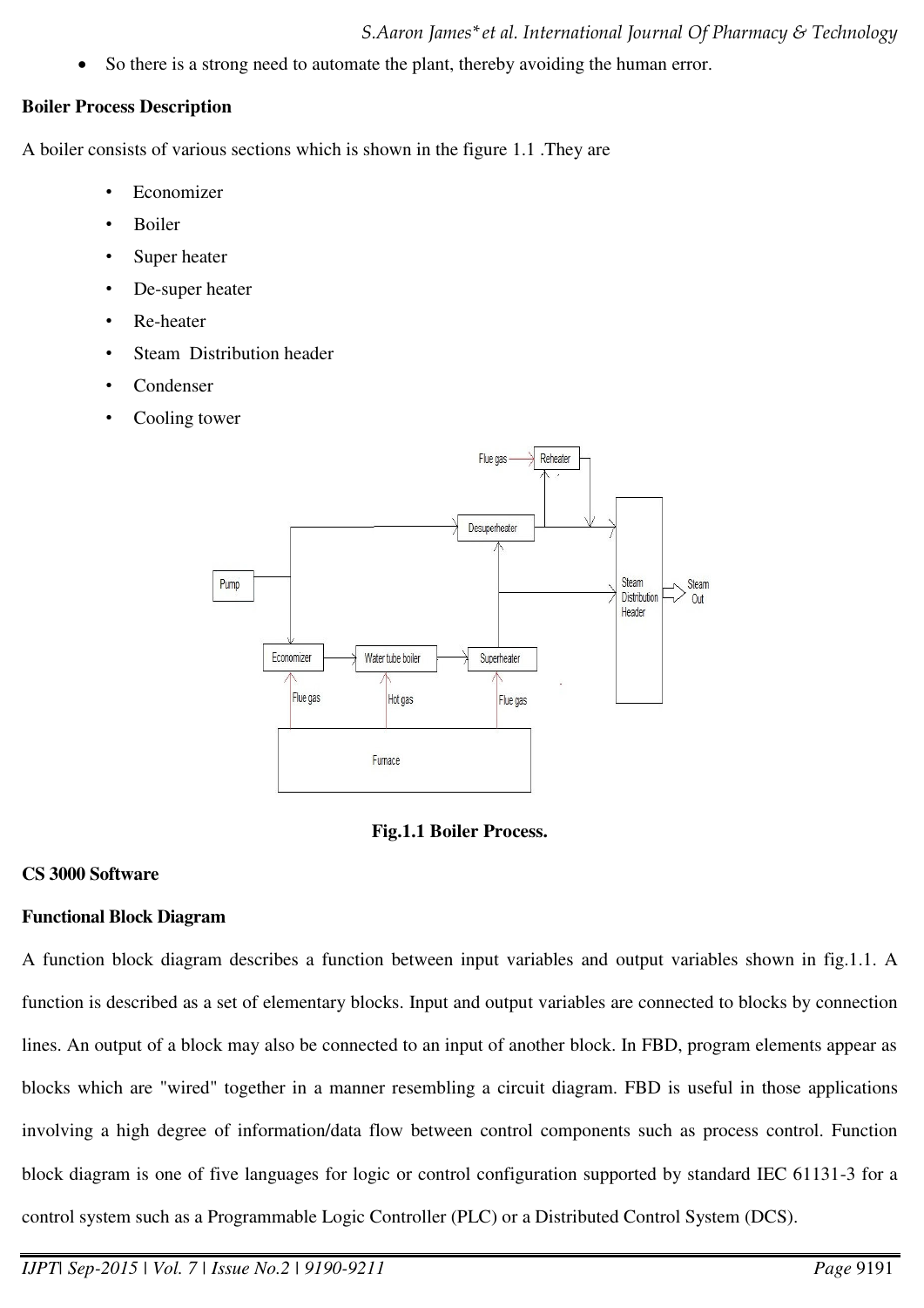- So there is a strong need to automate the plant, thereby avoiding the human error.

**Boiler Process Description**

A boiler consists of various sections which is shown in the figure 1.1 .They are

- Economizer
- Boiler
- Super heater
- De-super heater
- Re-heater
- Steam Distribution header
- Condenser
- Cooling tower

**Fig.1.1 Boiler Process.**

**CS 3000 Software**

**Functional Block Diagram**

A function block diagram describes a function between input variables and output variables shown in fig.1.1. A function is described as a set of elementary blocks. Input and output variables are connected to blocks by connection lines. An output of a block may also be connected to an input of another block. In FBD, program elements appear as blocks which are "wired" together in a manner resembling a circuit diagram. FBD is useful in those applications involving a high degree of information/data flow between control components such as process control. Function block diagram is one of five languages for logic or control configuration supported by standard IEC 61131-3 for a control system such as a Programmable Logic Controller (PLC) or a Distributed Control System (DCS).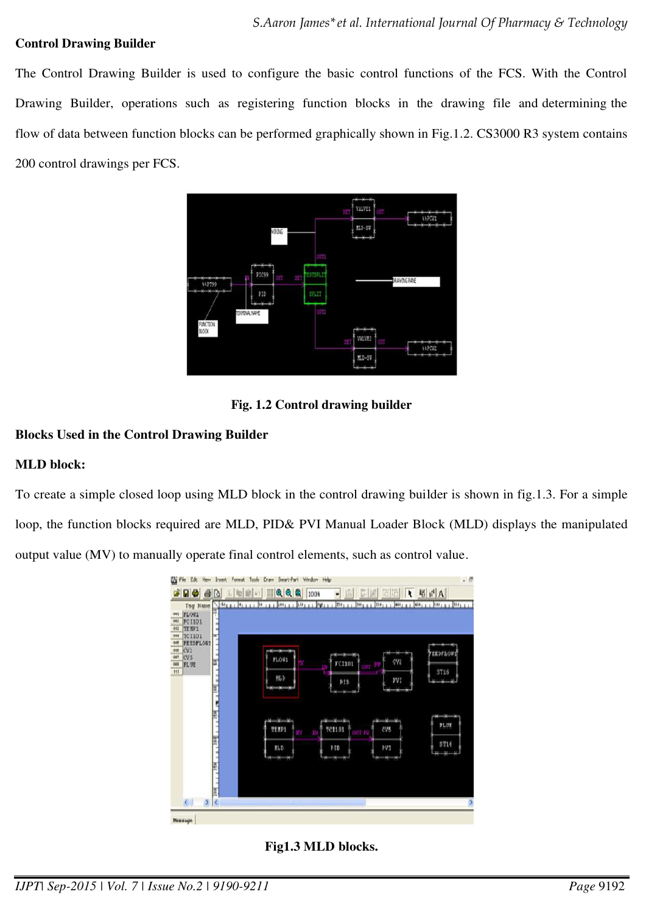**Control Drawing Builder**

The Control Drawing Builder is used to configure the basic control functions of the FCS. With the Control Drawing Builder, operations such as registering function blocks in the drawing file and determining the flow of data between function blocks can be performed graphically shown in Fig.1.2. CS3000 R3 system contains 200 control drawings per FCS.

**Fig. 1.2 Control drawing builder**

**Blocks Used in the Control Drawing Builder**

**MLD block:**

To create a simple closed loop using MLD block in the control drawing builder is shown in fig.1.3. For a simple loop, the function blocks required are MLD, PID& PVI Manual Loader Block (MLD) displays the manipulated output value (MV) to manually operate final control elements, such as control value.

**Fig1.3 MLD blocks.**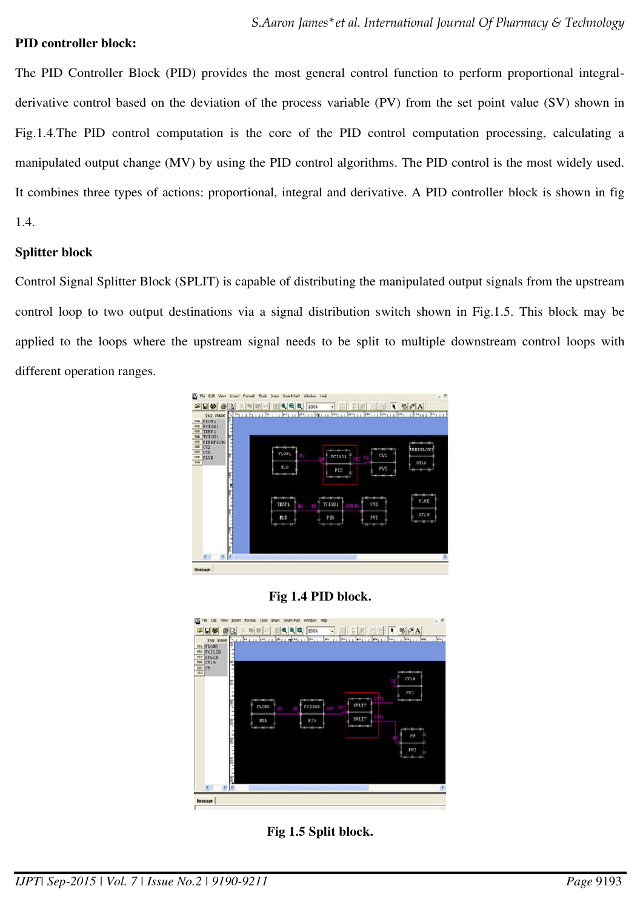**PID controller block:**

The PID Controller Block (PID) provides the most general control function to perform proportional integral-derivative control based on the deviation of the process variable (PV) from the set point value (SV) shown in Fig.1.4.The PID control computation is the core of the PID control computation processing, calculating a manipulated output change (MV) by using the PID control algorithms. The PID control is the most widely used. It combines three types of actions: proportional, integral and derivative. A PID controller block is shown in fig 1.4.

**Splitter block**

Control Signal Splitter Block (SPLIT) is capable of distributing the manipulated output signals from the upstream control loop to two output destinations via a signal distribution switch shown in Fig.1.5. This block may be applied to the loops where the upstream signal needs to be split to multiple downstream control loops with different operation ranges.

**Fig 1.4 PID block.**

**Fig 1.5 Split block.**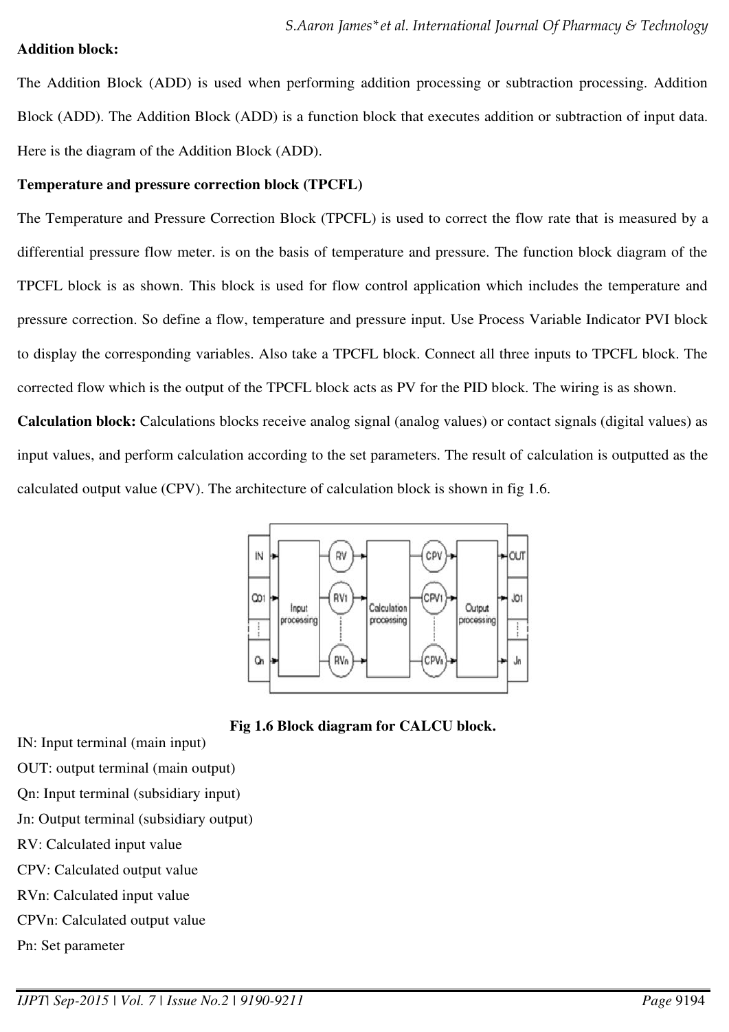**Addition block:**

The Addition Block (ADD) is used when performing addition processing or subtraction processing. Addition Block (ADD). The Addition Block (ADD) is a function block that executes addition or subtraction of input data. Here is the diagram of the Addition Block (ADD).

**Temperature and pressure correction block (TPCFL)**

The Temperature and Pressure Correction Block (TPCFL) is used to correct the flow rate that is measured by a differential pressure flow meter. is on the basis of temperature and pressure. The function block diagram of the TPCFL block is as shown. This block is used for flow control application which includes the temperature and pressure correction. So define a flow, temperature and pressure input. Use Process Variable Indicator PVI block to display the corresponding variables. Also take a TPCFL block. Connect all three inputs to TPCFL block. The corrected flow which is the output of the TPCFL block acts as PV for the PID block. The wiring is as shown.

**Calculation block:** Calculations blocks receive analog signal (analog values) or contact signals (digital values) as input values, and perform calculation according to the set parameters. The result of calculation is outputted as the calculated output value (CPV). The architecture of calculation block is shown in fig 1.6.

**Fig 1.6 Block diagram for CALCU block.**

IN: Input terminal (main input)

OUT: output terminal (main output)

Qn: Input terminal (subsidiary input)

Jn: Output terminal (subsidiary output)

RV: Calculated input value

CPV: Calculated output value

RVn: Calculated input value

CPVn: Calculated output value

Pn: Set parameter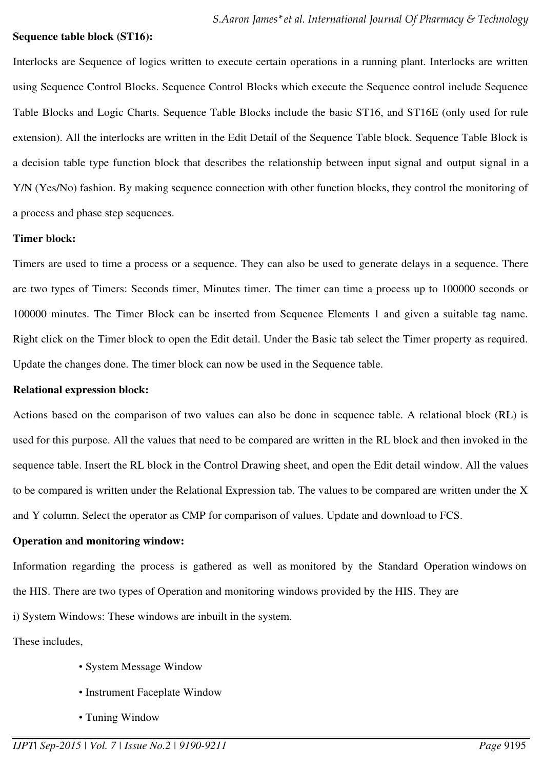**Sequence table block (ST16):**

Interlocks are Sequence of logics written to execute certain operations in a running plant. Interlocks are written using Sequence Control Blocks. Sequence Control Blocks which execute the Sequence control include Sequence Table Blocks and Logic Charts. Sequence Table Blocks include the basic ST16, and ST16E (only used for rule extension). All the interlocks are written in the Edit Detail of the Sequence Table block. Sequence Table Block is a decision table type function block that describes the relationship between input signal and output signal in a Y/N (Yes/No) fashion. By making sequence connection with other function blocks, they control the monitoring of a process and phase step sequences.

**Timer block:**

Timers are used to time a process or a sequence. They can also be used to generate delays in a sequence. There are two types of Timers: Seconds timer, Minutes timer. The timer can time a process up to 100000 seconds or 100000 minutes. The Timer Block can be inserted from Sequence Elements 1 and given a suitable tag name. Right click on the Timer block to open the Edit detail. Under the Basic tab select the Timer property as required. Update the changes done. The timer block can now be used in the Sequence table.

**Relational expression block:**

Actions based on the comparison of two values can also be done in sequence table. A relational block (RL) is used for this purpose. All the values that need to be compared are written in the RL block and then invoked in the sequence table. Insert the RL block in the Control Drawing sheet, and open the Edit detail window. All the values to be compared is written under the Relational Expression tab. The values to be compared are written under the X and Y column. Select the operator as CMP for comparison of values. Update and download to FCS.

**Operation and monitoring window:**

Information regarding the process is gathered as well as monitored by the Standard Operation windows on the HIS. There are two types of Operation and monitoring windows provided by the HIS. They are

i) System Windows: These windows are inbuilt in the system.

These includes,

- System Message Window
- Instrument Faceplate Window
- Tuning Window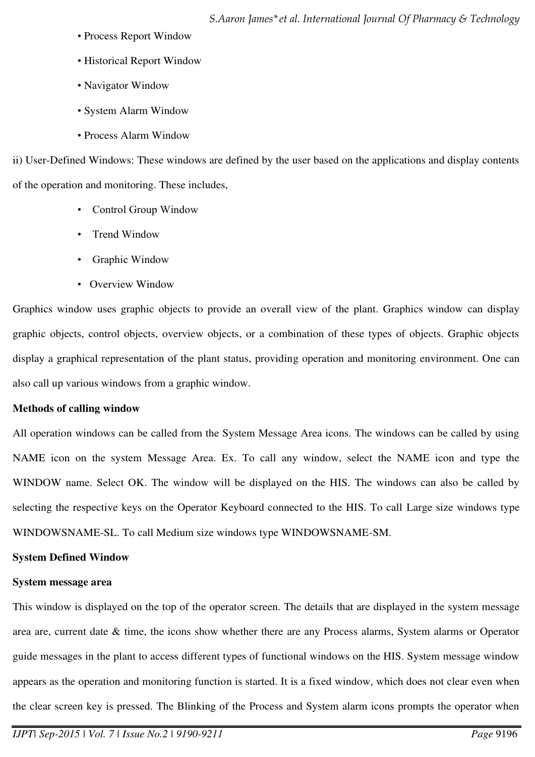- Process Report Window
- Historical Report Window
- Navigator Window
- System Alarm Window
- Process Alarm Window

ii) User-Defined Windows: These windows are defined by the user based on the applications and display contents of the operation and monitoring. These includes,

- Control Group Window
- Trend Window
- Graphic Window
- Overview Window

Graphics window uses graphic objects to provide an overall view of the plant. Graphics window can display graphic objects, control objects, overview objects, or a combination of these types of objects. Graphic objects display a graphical representation of the plant status, providing operation and monitoring environment. One can also call up various windows from a graphic window.

**Methods of calling window**

All operation windows can be called from the System Message Area icons. The windows can be called by using NAME icon on the system Message Area. Ex. To call any window, select the NAME icon and type the WINDOW name. Select OK. The window will be displayed on the HIS. The windows can also be called by selecting the respective keys on the Operator Keyboard connected to the HIS. To call Large size windows type WINDOWSNAME-SL. To call Medium size windows type WINDOWSNAME-SM.

**System Defined Window**

**System message area**

This window is displayed on the top of the operator screen. The details that are displayed in the system message area are, current date & time, the icons show whether there are any Process alarms, System alarms or Operator guide messages in the plant to access different types of functional windows on the HIS. System message window appears as the operation and monitoring function is started. It is a fixed window, which does not clear even when the clear screen key is pressed. The Blinking of the Process and System alarm icons prompts the operator when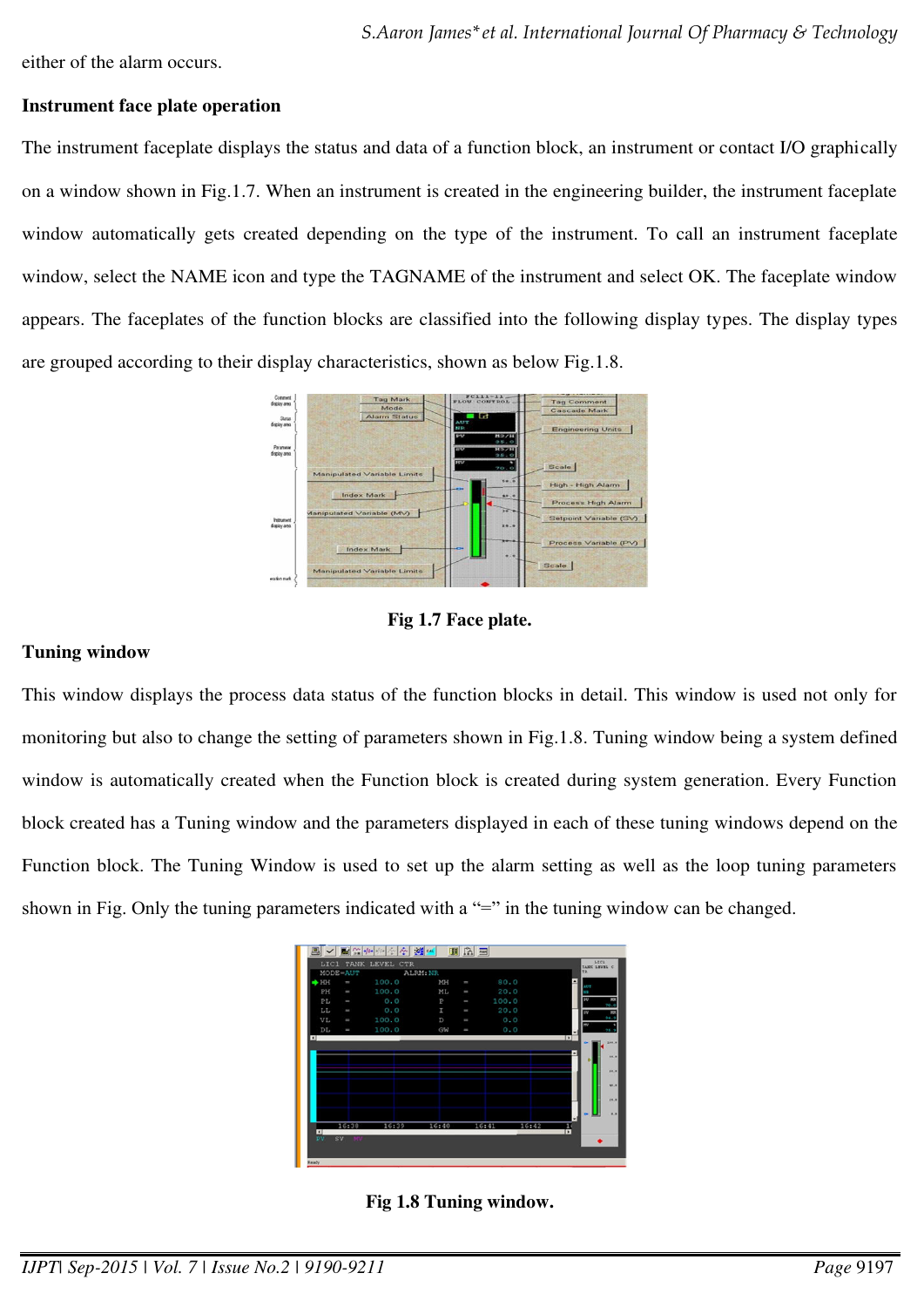either of the alarm occurs.

**Instrument face plate operation**

The instrument faceplate displays the status and data of a function block, an instrument or contact I/O graphically on a window shown in Fig.1.7. When an instrument is created in the engineering builder, the instrument faceplate window automatically gets created depending on the type of the instrument. To call an instrument faceplate window, select the NAME icon and type the TAGNAME of the instrument and select OK. The faceplate window appears. The faceplates of the function blocks are classified into the following display types. The display types are grouped according to their display characteristics, shown as below Fig.1.8.

**Fig 1.7 Face plate.**

**Tuning window**

This window displays the process data status of the function blocks in detail. This window is used not only for monitoring but also to change the setting of parameters shown in Fig.1.8. Tuning window being a system defined window is automatically created when the Function block is created during system generation. Every Function block created has a Tuning window and the parameters displayed in each of these tuning windows depend on the Function block. The Tuning Window is used to set up the alarm setting as well as the loop tuning parameters shown in Fig. Only the tuning parameters indicated with a "=" in the tuning window can be changed.

**Fig 1.8 Tuning window.**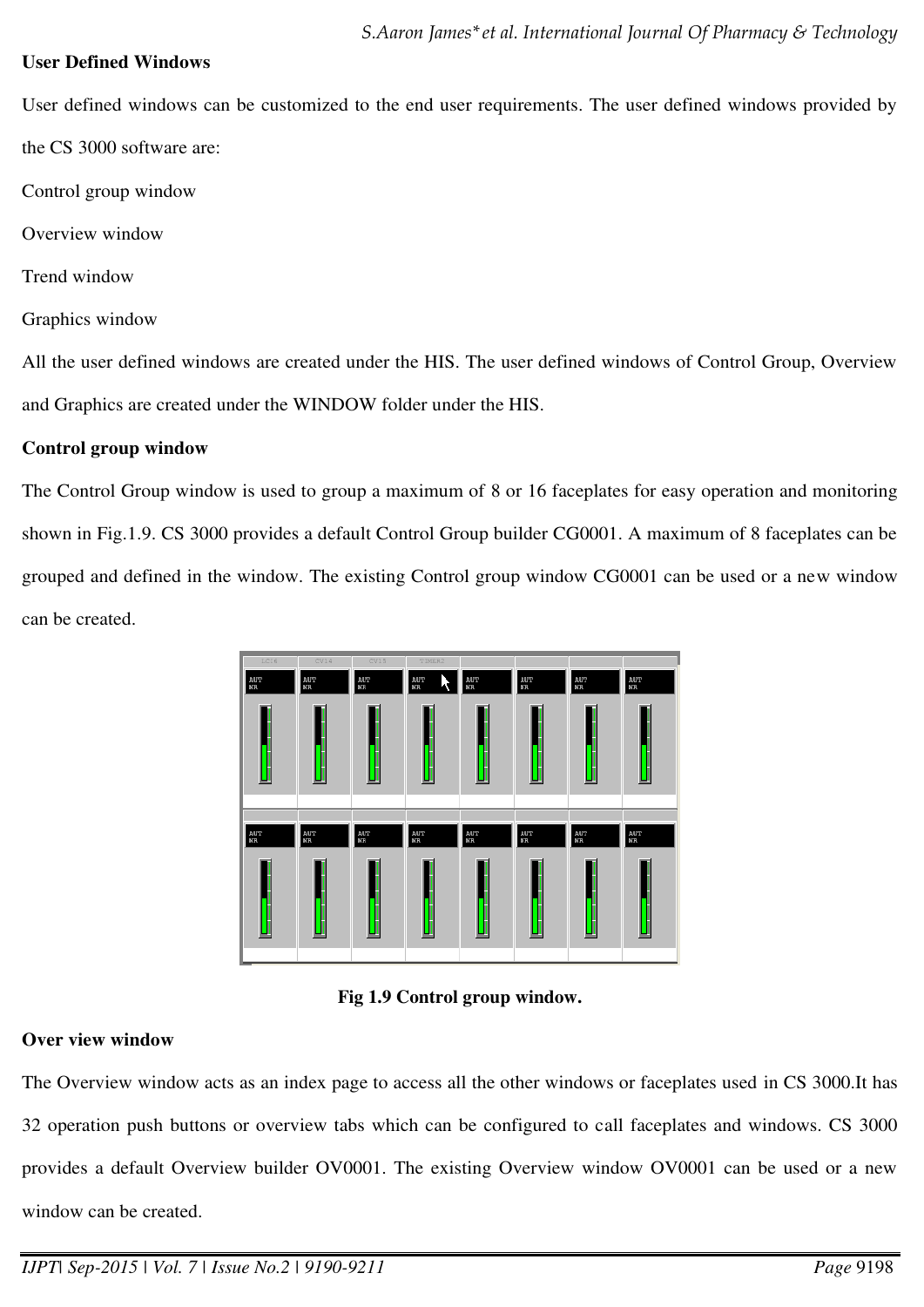**User Defined Windows**

User defined windows can be customized to the end user requirements. The user defined windows provided by the CS 3000 software are:

Control group window

Overview window

Trend window

Graphics window

All the user defined windows are created under the HIS. The user defined windows of Control Group, Overview and Graphics are created under the WINDOW folder under the HIS.

**Control group window**

The Control Group window is used to group a maximum of 8 or 16 faceplates for easy operation and monitoring shown in Fig.1.9. CS 3000 provides a default Control Group builder CG0001. A maximum of 8 faceplates can be grouped and defined in the window. The existing Control group window CG0001 can be used or a new window can be created.

**Fig 1.9 Control group window.**

**Over view window**

The Overview window acts as an index page to access all the other windows or faceplates used in CS 3000.It has 32 operation push buttons or overview tabs which can be configured to call faceplates and windows. CS 3000 provides a default Overview builder OV0001. The existing Overview window OV0001 can be used or a new window can be created.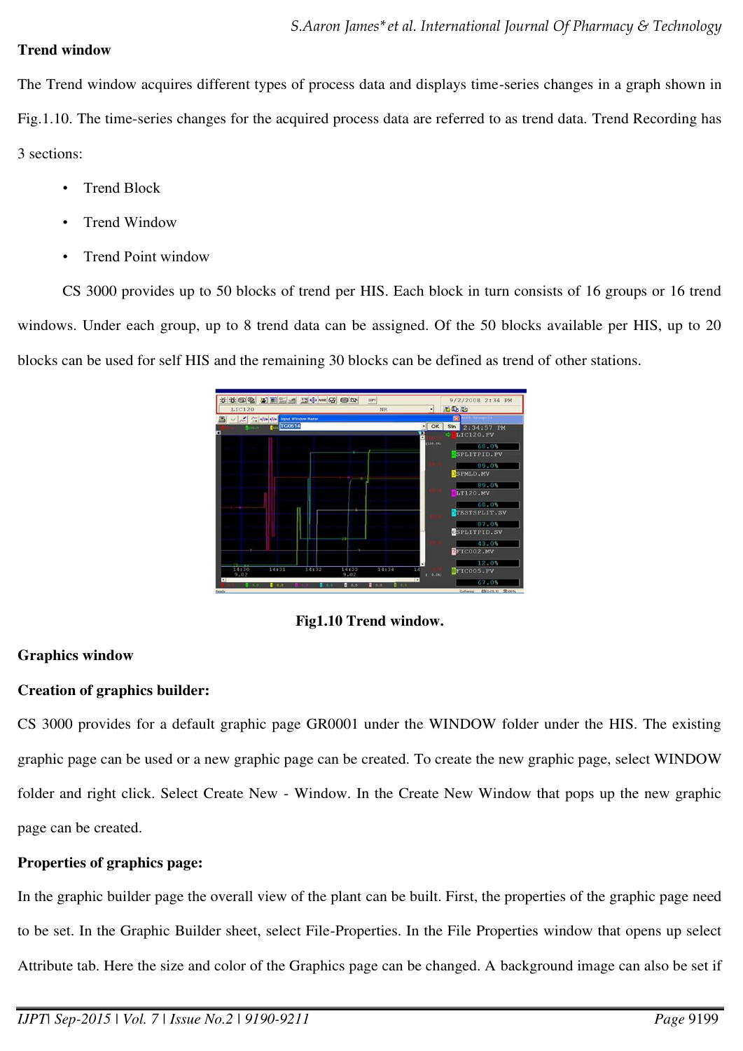**Trend window**

The Trend window acquires different types of process data and displays time-series changes in a graph shown in Fig.1.10. The time-series changes for the acquired process data are referred to as trend data. Trend Recording has 3 sections:

- Trend Block
- Trend Window
- Trend Point window

CS 3000 provides up to 50 blocks of trend per HIS. Each block in turn consists of 16 groups or 16 trend windows. Under each group, up to 8 trend data can be assigned. Of the 50 blocks available per HIS, up to 20 blocks can be used for self HIS and the remaining 30 blocks can be defined as trend of other stations.

**Fig1.10 Trend window.**

**Graphics window**

**Creation of graphics builder:**

CS 3000 provides for a default graphic page GR0001 under the WINDOW folder under the HIS. The existing graphic page can be used or a new graphic page can be created. To create the new graphic page, select WINDOW folder and right click. Select Create New - Window. In the Create New Window that pops up the new graphic page can be created.

**Properties of graphics page:**

In the graphic builder page the overall view of the plant can be built. First, the properties of the graphic page need to be set. In the Graphic Builder sheet, select File-Properties. In the File Properties window that opens up select Attribute tab. Here the size and color of the Graphics page can be changed. A background image can also be set if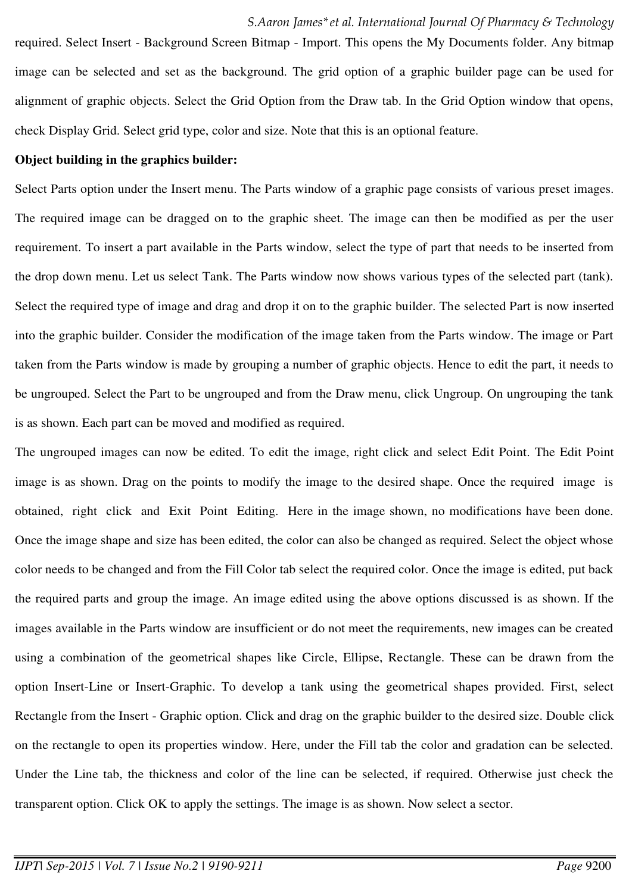required. Select Insert - Background Screen Bitmap - Import. This opens the My Documents folder. Any bitmap image can be selected and set as the background. The grid option of a graphic builder page can be used for alignment of graphic objects. Select the Grid Option from the Draw tab. In the Grid Option window that opens, check Display Grid. Select grid type, color and size. Note that this is an optional feature.

**Object building in the graphics builder:**

Select Parts option under the Insert menu. The Parts window of a graphic page consists of various preset images. The required image can be dragged on to the graphic sheet. The image can then be modified as per the user requirement. To insert a part available in the Parts window, select the type of part that needs to be inserted from the drop down menu. Let us select Tank. The Parts window now shows various types of the selected part (tank). Select the required type of image and drag and drop it on to the graphic builder. The selected Part is now inserted into the graphic builder. Consider the modification of the image taken from the Parts window. The image or Part taken from the Parts window is made by grouping a number of graphic objects. Hence to edit the part, it needs to be ungrouped. Select the Part to be ungrouped and from the Draw menu, click Ungroup. On ungrouping the tank is as shown. Each part can be moved and modified as required.

The ungrouped images can now be edited. To edit the image, right click and select Edit Point. The Edit Point image is as shown. Drag on the points to modify the image to the desired shape. Once the required image is obtained, right click and Exit Point Editing. Here in the image shown, no modifications have been done. Once the image shape and size has been edited, the color can also be changed as required. Select the object whose color needs to be changed and from the Fill Color tab select the required color. Once the image is edited, put back the required parts and group the image. An image edited using the above options discussed is as shown. If the images available in the Parts window are insufficient or do not meet the requirements, new images can be created using a combination of the geometrical shapes like Circle, Ellipse, Rectangle. These can be drawn from the option Insert-Line or Insert-Graphic. To develop a tank using the geometrical shapes provided. First, select Rectangle from the Insert - Graphic option. Click and drag on the graphic builder to the desired size. Double click on the rectangle to open its properties window. Here, under the Fill tab the color and gradation can be selected. Under the Line tab, the thickness and color of the line can be selected, if required. Otherwise just check the transparent option. Click OK to apply the settings. The image is as shown. Now select a sector.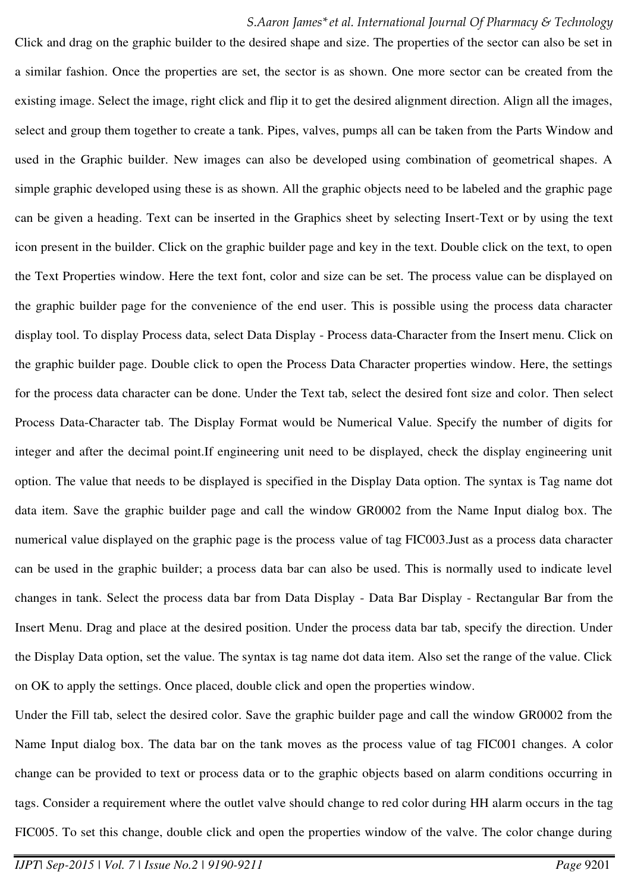Click and drag on the graphic builder to the desired shape and size. The properties of the sector can also be set in a similar fashion. Once the properties are set, the sector is as shown. One more sector can be created from the existing image. Select the image, right click and flip it to get the desired alignment direction. Align all the images, select and group them together to create a tank. Pipes, valves, pumps all can be taken from the Parts Window and used in the Graphic builder. New images can also be developed using combination of geometrical shapes. A simple graphic developed using these is as shown. All the graphic objects need to be labeled and the graphic page can be given a heading. Text can be inserted in the Graphics sheet by selecting Insert-Text or by using the text icon present in the builder. Click on the graphic builder page and key in the text. Double click on the text, to open the Text Properties window. Here the text font, color and size can be set. The process value can be displayed on the graphic builder page for the convenience of the end user. This is possible using the process data character display tool. To display Process data, select Data Display - Process data-Character from the Insert menu. Click on the graphic builder page. Double click to open the Process Data Character properties window. Here, the settings for the process data character can be done. Under the Text tab, select the desired font size and color. Then select Process Data-Character tab. The Display Format would be Numerical Value. Specify the number of digits for integer and after the decimal point.If engineering unit need to be displayed, check the display engineering unit option. The value that needs to be displayed is specified in the Display Data option. The syntax is Tag name dot data item. Save the graphic builder page and call the window GR0002 from the Name Input dialog box. The numerical value displayed on the graphic page is the process value of tag FIC003.Just as a process data character can be used in the graphic builder; a process data bar can also be used. This is normally used to indicate level changes in tank. Select the process data bar from Data Display - Data Bar Display - Rectangular Bar from the Insert Menu. Drag and place at the desired position. Under the process data bar tab, specify the direction. Under the Display Data option, set the value. The syntax is tag name dot data item. Also set the range of the value. Click on OK to apply the settings. Once placed, double click and open the properties window.

Under the Fill tab, select the desired color. Save the graphic builder page and call the window GR0002 from the Name Input dialog box. The data bar on the tank moves as the process value of tag FIC001 changes. A color change can be provided to text or process data or to the graphic objects based on alarm conditions occurring in tags. Consider a requirement where the outlet valve should change to red color during HH alarm occurs in the tag FIC005. To set this change, double click and open the properties window of the valve. The color change during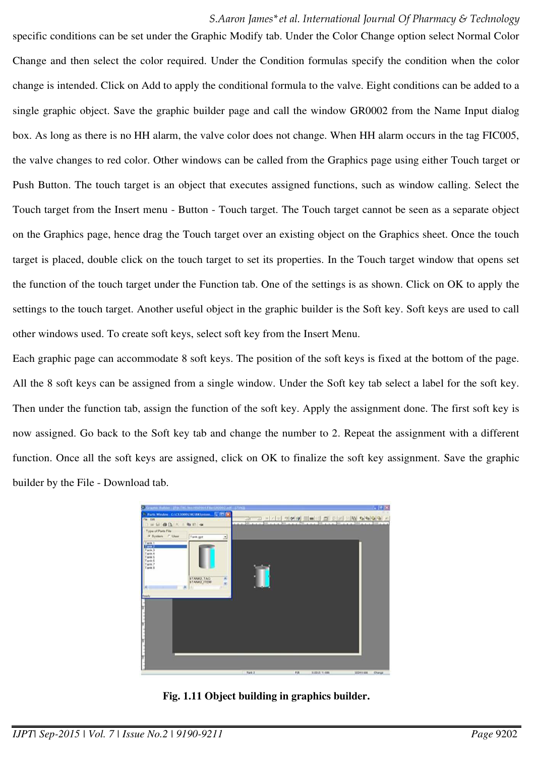specific conditions can be set under the Graphic Modify tab. Under the Color Change option select Normal Color Change and then select the color required. Under the Condition formulas specify the condition when the color change is intended. Click on Add to apply the conditional formula to the valve. Eight conditions can be added to a single graphic object. Save the graphic builder page and call the window GR0002 from the Name Input dialog box. As long as there is no HH alarm, the valve color does not change. When HH alarm occurs in the tag FIC005, the valve changes to red color. Other windows can be called from the Graphics page using either Touch target or Push Button. The touch target is an object that executes assigned functions, such as window calling. Select the Touch target from the Insert menu - Button - Touch target. The Touch target cannot be seen as a separate object on the Graphics page, hence drag the Touch target over an existing object on the Graphics sheet. Once the touch target is placed, double click on the touch target to set its properties. In the Touch target window that opens set the function of the touch target under the Function tab. One of the settings is as shown. Click on OK to apply the settings to the touch target. Another useful object in the graphic builder is the Soft key. Soft keys are used to call other windows used. To create soft keys, select soft key from the Insert Menu.

Each graphic page can accommodate 8 soft keys. The position of the soft keys is fixed at the bottom of the page. All the 8 soft keys can be assigned from a single window. Under the Soft key tab select a label for the soft key. Then under the function tab, assign the function of the soft key. Apply the assignment done. The first soft key is now assigned. Go back to the Soft key tab and change the number to 2. Repeat the assignment with a different function. Once all the soft keys are assigned, click on OK to finalize the soft key assignment. Save the graphic builder by the File - Download tab.

**Fig. 1.11 Object building in graphics builder.**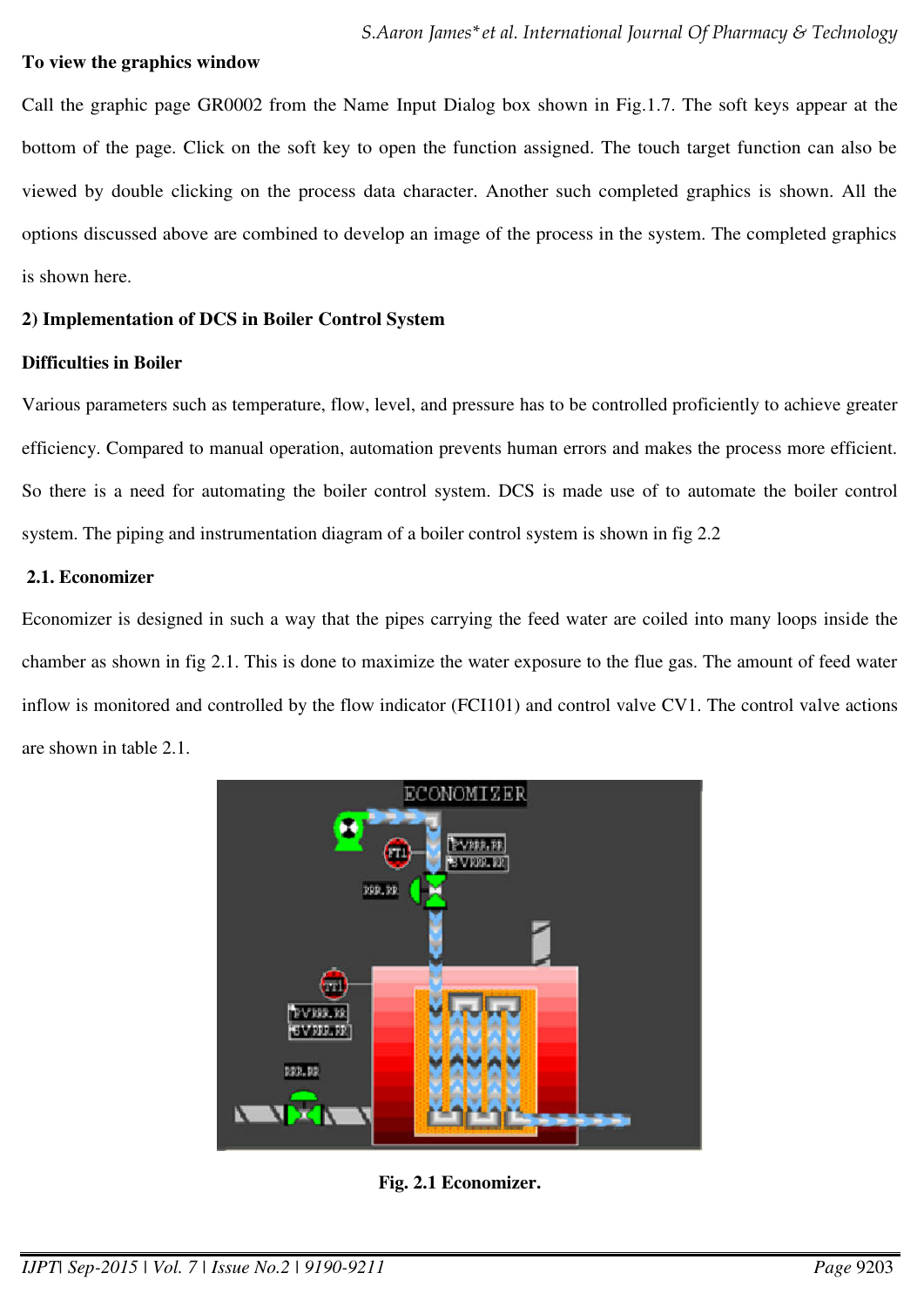**To view the graphics window**

Call the graphic page GR0002 from the Name Input Dialog box shown in Fig.1.7. The soft keys appear at the bottom of the page. Click on the soft key to open the function assigned. The touch target function can also be viewed by double clicking on the process data character. Another such completed graphics is shown. All the options discussed above are combined to develop an image of the process in the system. The completed graphics is shown here.

**2) Implementation of DCS in Boiler Control System**

**Difficulties in Boiler**

Various parameters such as temperature, flow, level, and pressure has to be controlled proficiently to achieve greater efficiency. Compared to manual operation, automation prevents human errors and makes the process more efficient. So there is a need for automating the boiler control system. DCS is made use of to automate the boiler control system. The piping and instrumentation diagram of a boiler control system is shown in fig 2.2

**2.1. Economizer**

Economizer is designed in such a way that the pipes carrying the feed water are coiled into many loops inside the chamber as shown in fig 2.1. This is done to maximize the water exposure to the flue gas. The amount of feed water inflow is monitored and controlled by the flow indicator (FCI101) and control valve CV1. The control valve actions are shown in table 2.1.

**Fig. 2.1 Economizer.**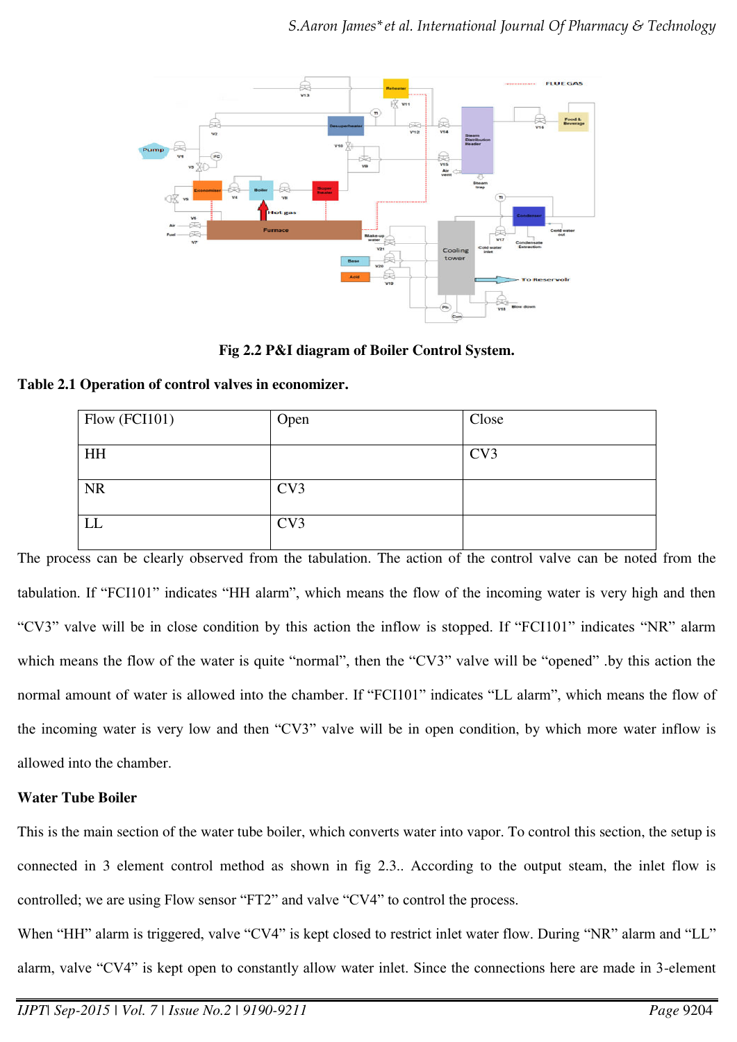Fig 2.2 P&I diagram of Boiler Control System.

**Table 2.1 Operation of control valves in economizer.**

| Flow (FCI101) | Open | Close |
|---|---|---|
| HH | | CV3 |
| NR | CV3 | |
| LL | CV3 | |

The process can be clearly observed from the tabulation. The action of the control valve can be noted from the tabulation. If “FCI101” indicates “HH alarm”, which means the flow of the incoming water is very high and then “CV3” valve will be in close condition by this action the inflow is stopped. If “FCI101” indicates “NR” alarm which means the flow of the water is quite “normal”, then the “CV3” valve will be “opened” .by this action the normal amount of water is allowed into the chamber. If “FCI101” indicates “LL alarm”, which means the flow of the incoming water is very low and then “CV3” valve will be in open condition, by which more water inflow is allowed into the chamber.

**Water Tube Boiler**

This is the main section of the water tube boiler, which converts water into vapor. To control this section, the setup is connected in 3 element control method as shown in fig 2.3.. According to the output steam, the inlet flow is controlled; we are using Flow sensor “FT2” and valve “CV4” to control the process.

When “HH” alarm is triggered, valve “CV4” is kept closed to restrict inlet water flow. During “NR” alarm and “LL” alarm, valve “CV4” is kept open to constantly allow water inlet. Since the connections here are made in 3-element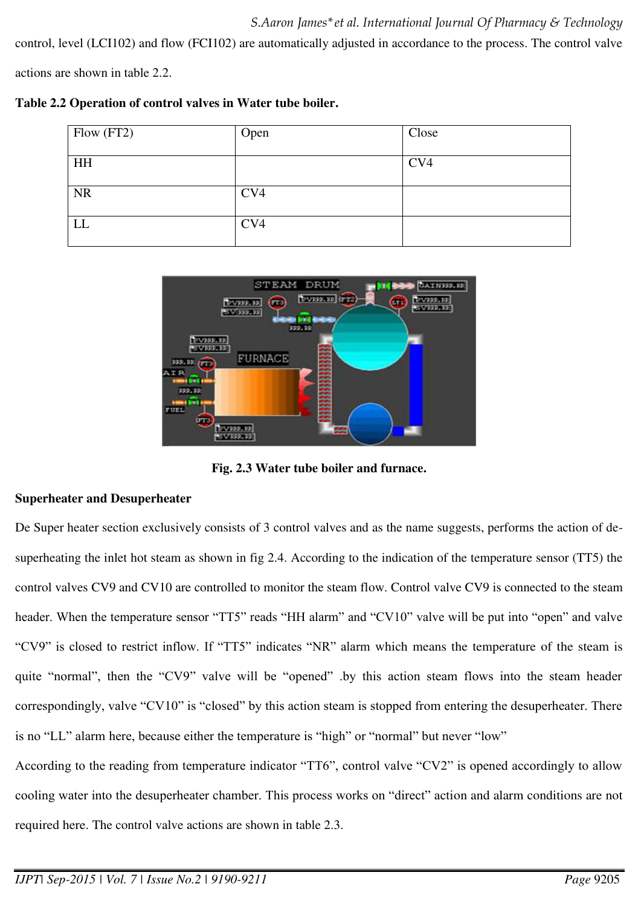control, level (LCI102) and flow (FCI102) are automatically adjusted in accordance to the process. The control valve actions are shown in table 2.2.

**Table 2.2 Operation of control valves in Water tube boiler.**

| Flow (FT2) | Open | Close |
|---|---|---|
| HH | | CV4 |
| NR | CV4 | |
| LL | CV4 | |

**Fig. 2.3 Water tube boiler and furnace.**

**Superheater and Desuperheater**

De Super heater section exclusively consists of 3 control valves and as the name suggests, performs the action of de-superheating the inlet hot steam as shown in fig 2.4. According to the indication of the temperature sensor (TT5) the control valves CV9 and CV10 are controlled to monitor the steam flow. Control valve CV9 is connected to the steam header. When the temperature sensor "TT5" reads "HH alarm" and "CV10" valve will be put into "open" and valve "CV9" is closed to restrict inflow. If "TT5" indicates "NR" alarm which means the temperature of the steam is quite "normal", then the "CV9" valve will be "opened" .by this action steam flows into the steam header correspondingly, valve "CV10" is "closed" by this action steam is stopped from entering the desuperheater. There is no "LL" alarm here, because either the temperature is "high" or "normal" but never "low"

According to the reading from temperature indicator "TT6", control valve "CV2" is opened accordingly to allow cooling water into the desuperheater chamber. This process works on "direct" action and alarm conditions are not required here. The control valve actions are shown in table 2.3.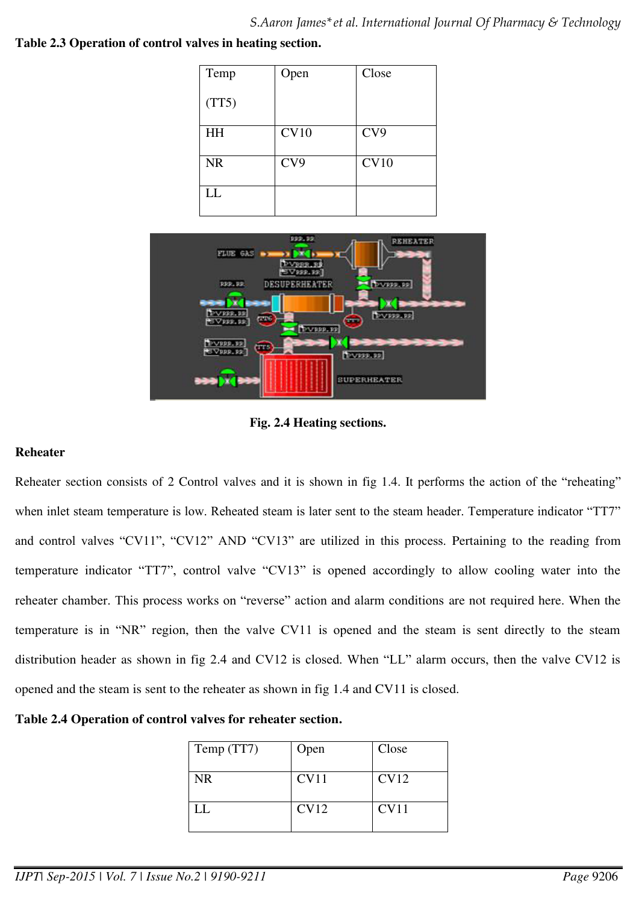**Table 2.3 Operation of control valves in heating section.**

| Temp (TT5) | Open | Close |
|---|---|---|
| HH | CV10 | CV9 |
| NR | CV9 | CV10 |
| LL | | |

**Fig. 2.4 Heating sections.**

**Reheater**

Reheater section consists of 2 Control valves and it is shown in fig 1.4. It performs the action of the "reheating" when inlet steam temperature is low. Reheated steam is later sent to the steam header. Temperature indicator "TT7" and control valves "CV11", "CV12" AND "CV13" are utilized in this process. Pertaining to the reading from temperature indicator "TT7", control valve "CV13" is opened accordingly to allow cooling water into the reheater chamber. This process works on "reverse" action and alarm conditions are not required here. When the temperature is in "NR" region, then the valve CV11 is opened and the steam is sent directly to the steam distribution header as shown in fig 2.4 and CV12 is closed. When "LL" alarm occurs, then the valve CV12 is opened and the steam is sent to the reheater as shown in fig 1.4 and CV11 is closed.

**Table 2.4 Operation of control valves for reheater section.**

| Temp (TT7) | Open | Close |
|---|---|---|
| NR | CV11 | CV12 |
| LL | CV12 | CV11 |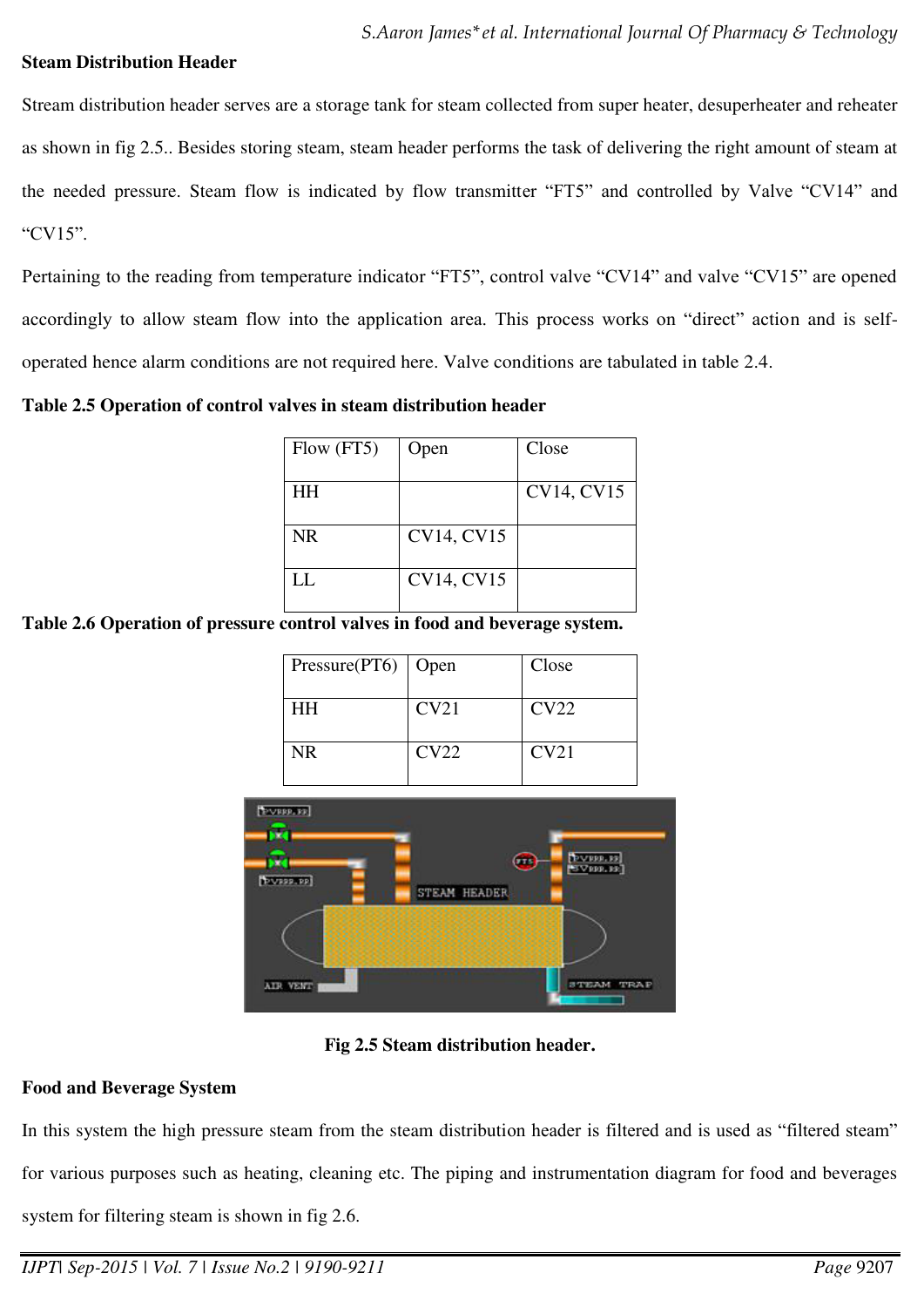**Steam Distribution Header**

Stream distribution header serves are a storage tank for steam collected from super heater, desuperheater and reheater as shown in fig 2.5.. Besides storing steam, steam header performs the task of delivering the right amount of steam at the needed pressure. Steam flow is indicated by flow transmitter "FT5" and controlled by Valve "CV14" and "CV15".

Pertaining to the reading from temperature indicator "FT5", control valve "CV14" and valve "CV15" are opened accordingly to allow steam flow into the application area. This process works on "direct" action and is self-operated hence alarm conditions are not required here. Valve conditions are tabulated in table 2.4.

**Table 2.5 Operation of control valves in steam distribution header**

| Flow (FT5) | Open | Close |
|---|---|---|
| HH | | CV14, CV15 |
| NR | CV14, CV15 | |
| LL | CV14, CV15 | |

**Table 2.6 Operation of pressure control valves in food and beverage system.**

| Pressure(PT6) | Open | Close |
|---|---|---|
| HH | CV21 | CV22 |
| NR | CV22 | CV21 |

**Fig 2.5 Steam distribution header.**

**Food and Beverage System**

In this system the high pressure steam from the steam distribution header is filtered and is used as "filtered steam" for various purposes such as heating, cleaning etc. The piping and instrumentation diagram for food and beverages system for filtering steam is shown in fig 2.6.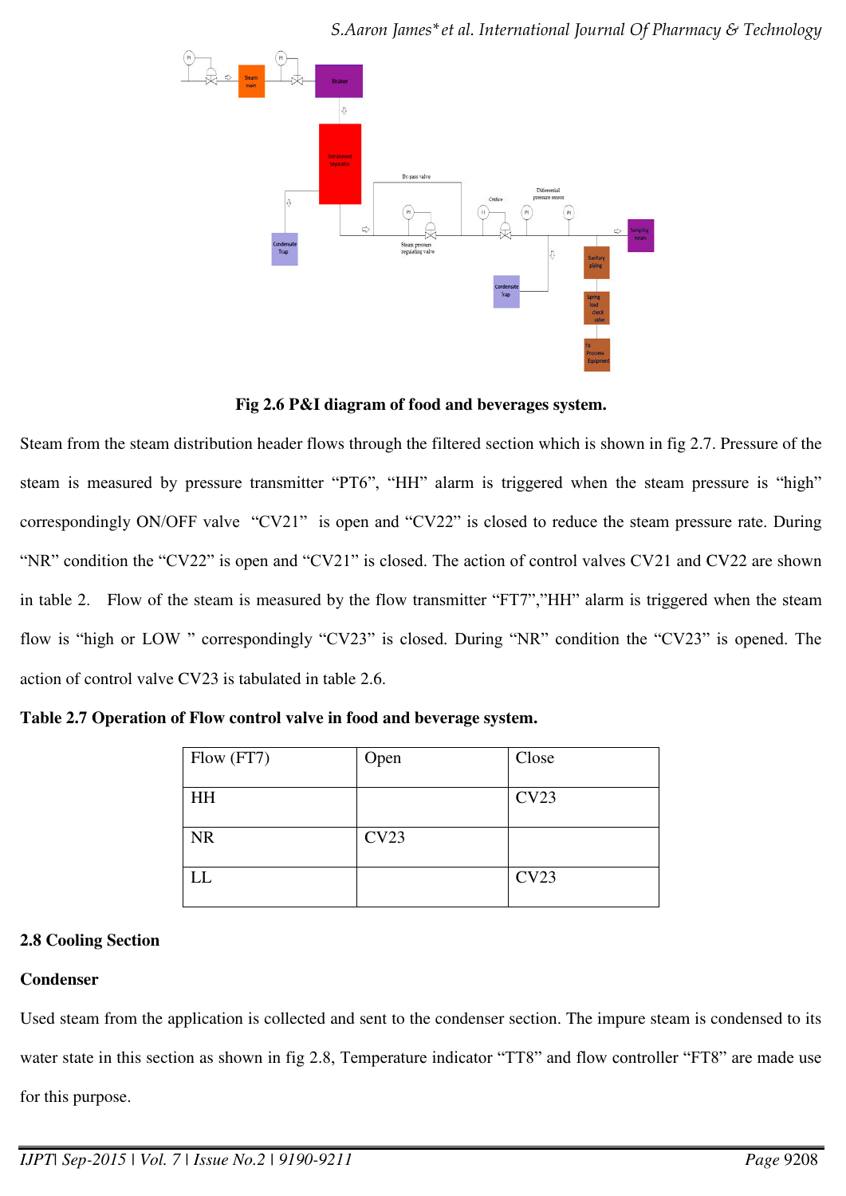**Fig 2.6 P&I diagram of food and beverages system.**

Steam from the steam distribution header flows through the filtered section which is shown in fig 2.7. Pressure of the steam is measured by pressure transmitter "PT6", "HH" alarm is triggered when the steam pressure is "high" correspondingly ON/OFF valve "CV21" is open and "CV22" is closed to reduce the steam pressure rate. During "NR" condition the "CV22" is open and "CV21" is closed. The action of control valves CV21 and CV22 are shown in table 2. Flow of the steam is measured by the flow transmitter "FT7","HH" alarm is triggered when the steam flow is "high or LOW " correspondingly "CV23" is closed. During "NR" condition the "CV23" is opened. The action of control valve CV23 is tabulated in table 2.6.

**Table 2.7 Operation of Flow control valve in food and beverage system.**

| Flow (FT7) | Open | Close |
|---|---|---|
| HH | | CV23 |
| NR | CV23 | |
| LL | | CV23 |

## 2.8 Cooling Section

### Condenser

Used steam from the application is collected and sent to the condenser section. The impure steam is condensed to its water state in this section as shown in fig 2.8, Temperature indicator "TT8" and flow controller "FT8" are made use for this purpose.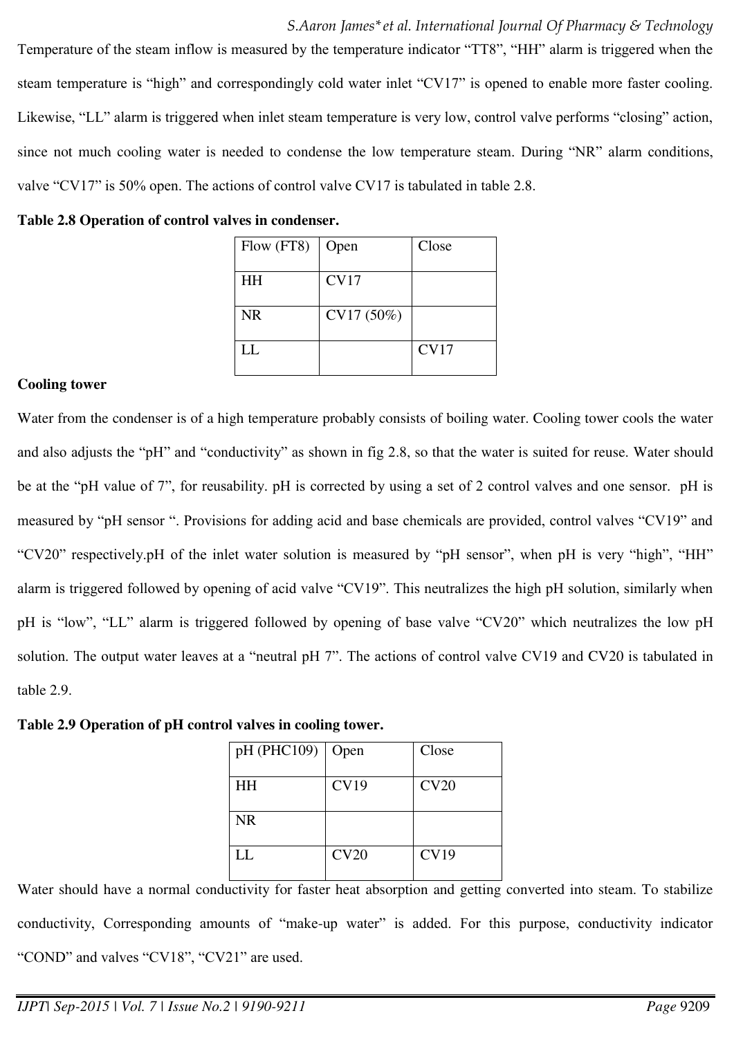Temperature of the steam inflow is measured by the temperature indicator “TT8”, “HH” alarm is triggered when the steam temperature is “high” and correspondingly cold water inlet “CV17” is opened to enable more faster cooling. Likewise, “LL” alarm is triggered when inlet steam temperature is very low, control valve performs “closing” action, since not much cooling water is needed to condense the low temperature steam. During “NR” alarm conditions, valve “CV17” is 50% open. The actions of control valve CV17 is tabulated in table 2.8.

**Table 2.8 Operation of control valves in condenser.**

| Flow (FT8) | Open | Close |
|---|---|---|
| HH | CV17 | |
| NR | CV17 (50%) | |
| LL | | CV17 |

**Cooling tower**

Water from the condenser is of a high temperature probably consists of boiling water. Cooling tower cools the water and also adjusts the “pH” and “conductivity” as shown in fig 2.8, so that the water is suited for reuse. Water should be at the “pH value of 7”, for reusability. pH is corrected by using a set of 2 control valves and one sensor. pH is measured by “pH sensor “. Provisions for adding acid and base chemicals are provided, control valves “CV19” and “CV20” respectively.pH of the inlet water solution is measured by “pH sensor”, when pH is very “high”, “HH” alarm is triggered followed by opening of acid valve “CV19”. This neutralizes the high pH solution, similarly when pH is “low”, “LL” alarm is triggered followed by opening of base valve “CV20” which neutralizes the low pH solution. The output water leaves at a “neutral pH 7”. The actions of control valve CV19 and CV20 is tabulated in table 2.9.

**Table 2.9 Operation of pH control valves in cooling tower.**

| pH (PHC109) | Open | Close |
|---|---|---|
| HH | CV19 | CV20 |
| NR | | |
| LL | CV20 | CV19 |

Water should have a normal conductivity for faster heat absorption and getting converted into steam. To stabilize conductivity, Corresponding amounts of “make-up water” is added. For this purpose, conductivity indicator “COND” and valves “CV18”, “CV21” are used.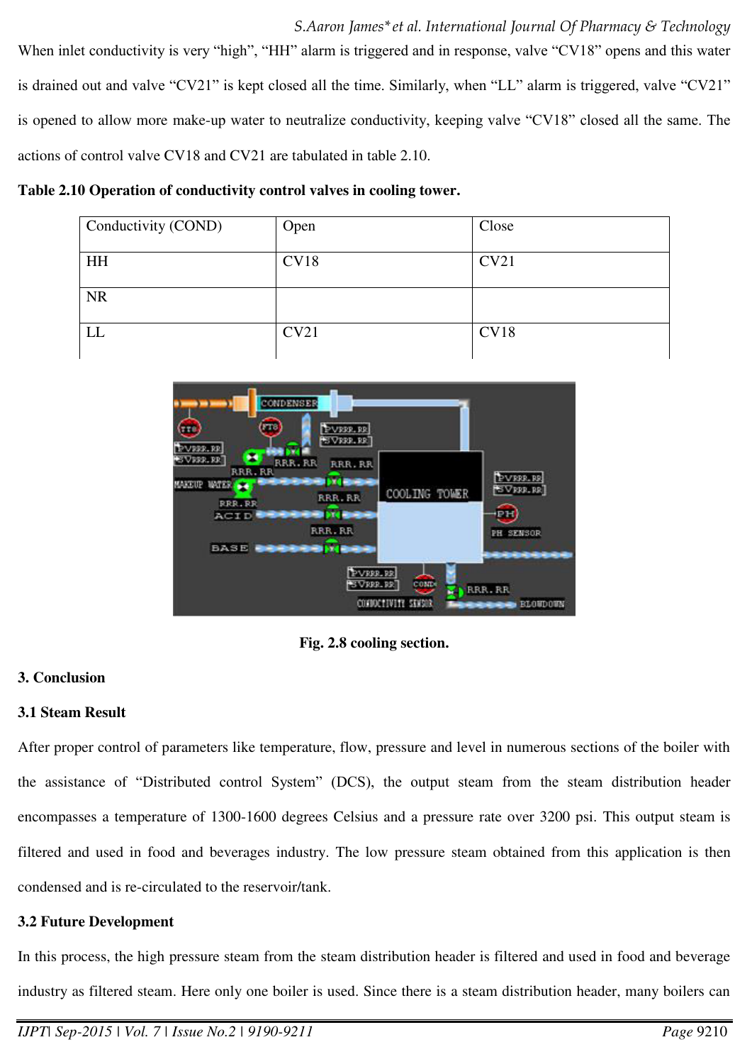When inlet conductivity is very "high", "HH" alarm is triggered and in response, valve "CV18" opens and this water is drained out and valve "CV21" is kept closed all the time. Similarly, when "LL" alarm is triggered, valve "CV21" is opened to allow more make-up water to neutralize conductivity, keeping valve "CV18" closed all the same. The actions of control valve CV18 and CV21 are tabulated in table 2.10.

**Table 2.10 Operation of conductivity control valves in cooling tower.**

| Conductivity (COND) | Open | Close |
|---|---|---|
| HH | CV18 | CV21 |
| NR | | |
| LL | CV21 | CV18 |

**Fig. 2.8 cooling section.**

## 3. Conclusion

### 3.1 Steam Result

After proper control of parameters like temperature, flow, pressure and level in numerous sections of the boiler with the assistance of "Distributed control System" (DCS), the output steam from the steam distribution header encompasses a temperature of 1300-1600 degrees Celsius and a pressure rate over 3200 psi. This output steam is filtered and used in food and beverages industry. The low pressure steam obtained from this application is then condensed and is re-circulated to the reservoir/tank.

### 3.2 Future Development

In this process, the high pressure steam from the steam distribution header is filtered and used in food and beverage industry as filtered steam. Here only one boiler is used. Since there is a steam distribution header, many boilers can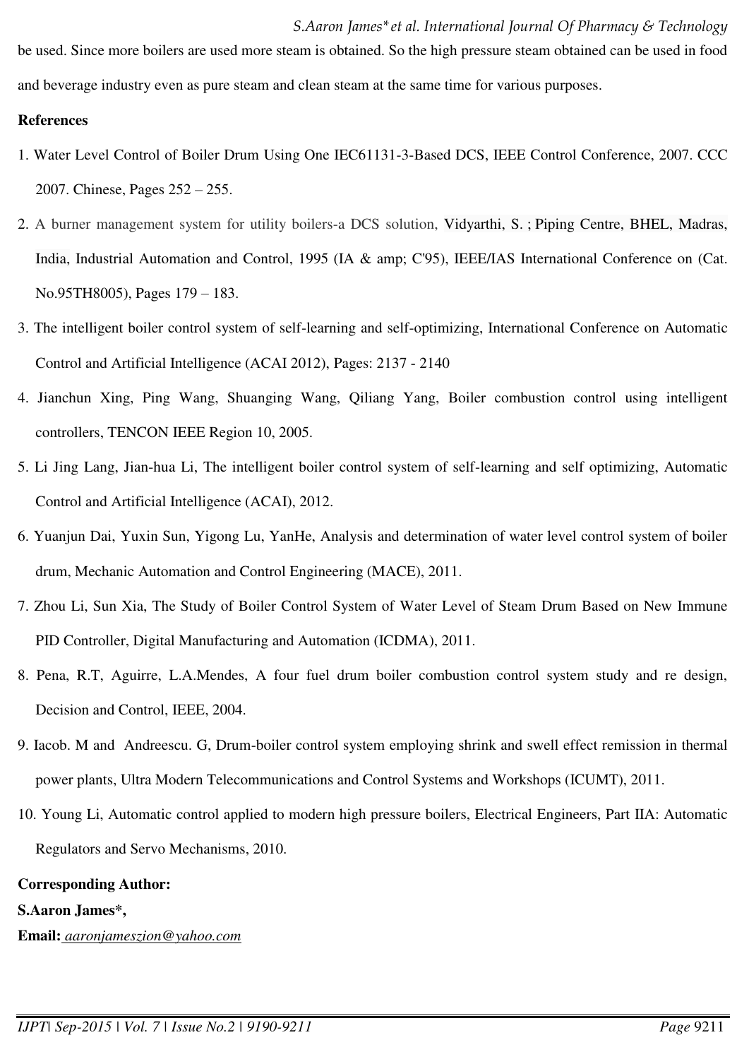be used. Since more boilers are used more steam is obtained. So the high pressure steam obtained can be used in food and beverage industry even as pure steam and clean steam at the same time for various purposes.

**References**

1. Water Level Control of Boiler Drum Using One IEC61131-3-Based DCS, IEEE Control Conference, 2007. CCC 2007. Chinese, Pages 252 – 255.
2. A burner management system for utility boilers-a DCS solution, Vidyarthi, S. ; Piping Centre, BHEL, Madras, India, Industrial Automation and Control, 1995 (IA & amp; C'95), IEEE/IAS International Conference on (Cat. No.95TH8005), Pages 179 – 183.
3. The intelligent boiler control system of self-learning and self-optimizing, International Conference on Automatic Control and Artificial Intelligence (ACAI 2012), Pages: 2137 - 2140
4. Jianchun Xing, Ping Wang, Shuanging Wang, Qiliang Yang, Boiler combustion control using intelligent controllers, TENCON IEEE Region 10, 2005.
5. Li Jing Lang, Jian-hua Li, The intelligent boiler control system of self-learning and self optimizing, Automatic Control and Artificial Intelligence (ACAI), 2012.
6. Yuanjun Dai, Yuxin Sun, Yigong Lu, YanHe, Analysis and determination of water level control system of boiler drum, Mechanic Automation and Control Engineering (MACE), 2011.
7. Zhou Li, Sun Xia, The Study of Boiler Control System of Water Level of Steam Drum Based on New Immune PID Controller, Digital Manufacturing and Automation (ICDMA), 2011.
8. Pena, R.T, Aguirre, L.A.Mendes, A four fuel drum boiler combustion control system study and re design, Decision and Control, IEEE, 2004.
9. Iacob. M and Andreescu. G, Drum-boiler control system employing shrink and swell effect remission in thermal power plants, Ultra Modern Telecommunications and Control Systems and Workshops (ICUMT), 2011.
10. Young Li, Automatic control applied to modern high pressure boilers, Electrical Engineers, Part IIA: Automatic Regulators and Servo Mechanisms, 2010.

**Corresponding Author:**
**S.Aaron James*,**
**Email:** aaronjameszion@yahoo.com